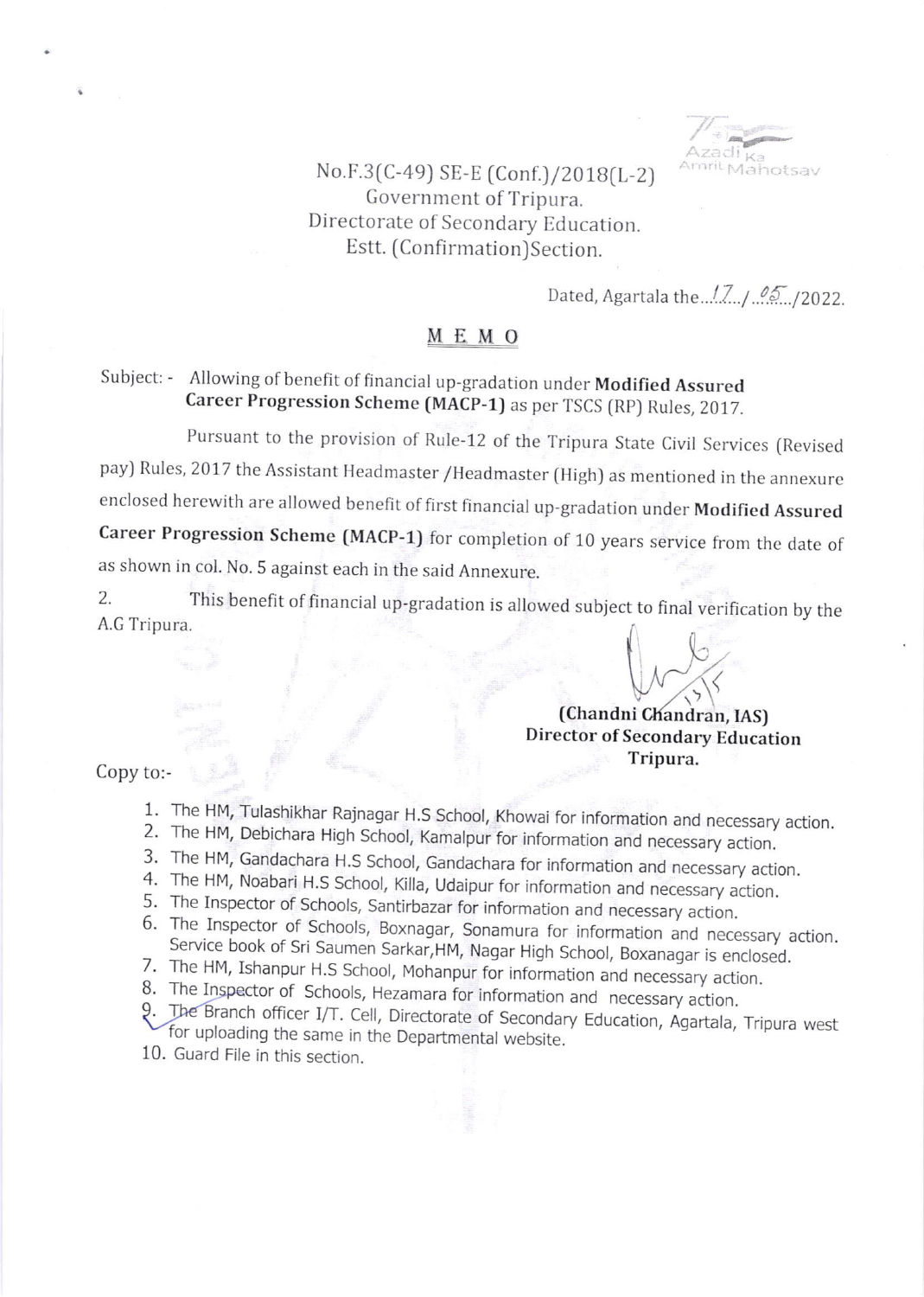Azadi Ka Amrit Mahotsav

No.F.3(C-49) SE-E (Conf.)/2018(L-2)
Government of Tripura.
Directorate of Secondary Education.
Estt. (Confirmation)Section.

Dated, Agartala the...17.../...05.../2022.

## MEMO

Subject: - Allowing of benefit of financial up-gradation under **Modified Assured Career Progression Scheme (MACP-1)** as per TSCS (RP) Rules, 2017.

Pursuant to the provision of Rule-12 of the Tripura State Civil Services (Revised pay) Rules, 2017 the Assistant Headmaster /Headmaster (High) as mentioned in the annexure enclosed herewith are allowed benefit of first financial up-gradation under **Modified Assured Career Progression Scheme (MACP-1)** for completion of 10 years service from the date of as shown in col. No. 5 against each in the said Annexure.

2. This benefit of financial up-gradation is allowed subject to final verification by the A.G Tripura.

**(Chandni Chandran, IAS)**
**Director of Secondary Education**
**Tripura.**

Copy to:-

1. The HM, Tulashikhar Rajnagar H.S School, Khowai for information and necessary action.
2. The HM, Debichara High School, Kamalpur for information and necessary action.
3. The HM, Gandachara H.S School, Gandachara for information and necessary action.
4. The HM, Noabari H.S School, Killa, Udaipur for information and necessary action.
5. The Inspector of Schools, Santirbazar for information and necessary action.
6. The Inspector of Schools, Boxnagar, Sonamura for information and necessary action. Service book of Sri Saumen Sarkar,HM, Nagar High School, Boxanagar is enclosed.
7. The HM, Ishanpur H.S School, Mohanpur for information and necessary action.
8. The Inspector of Schools, Hezamara for information and necessary action.
9. The Branch officer I/T. Cell, Directorate of Secondary Education, Agartala, Tripura west for uploading the same in the Departmental website.
10. Guard File in this section.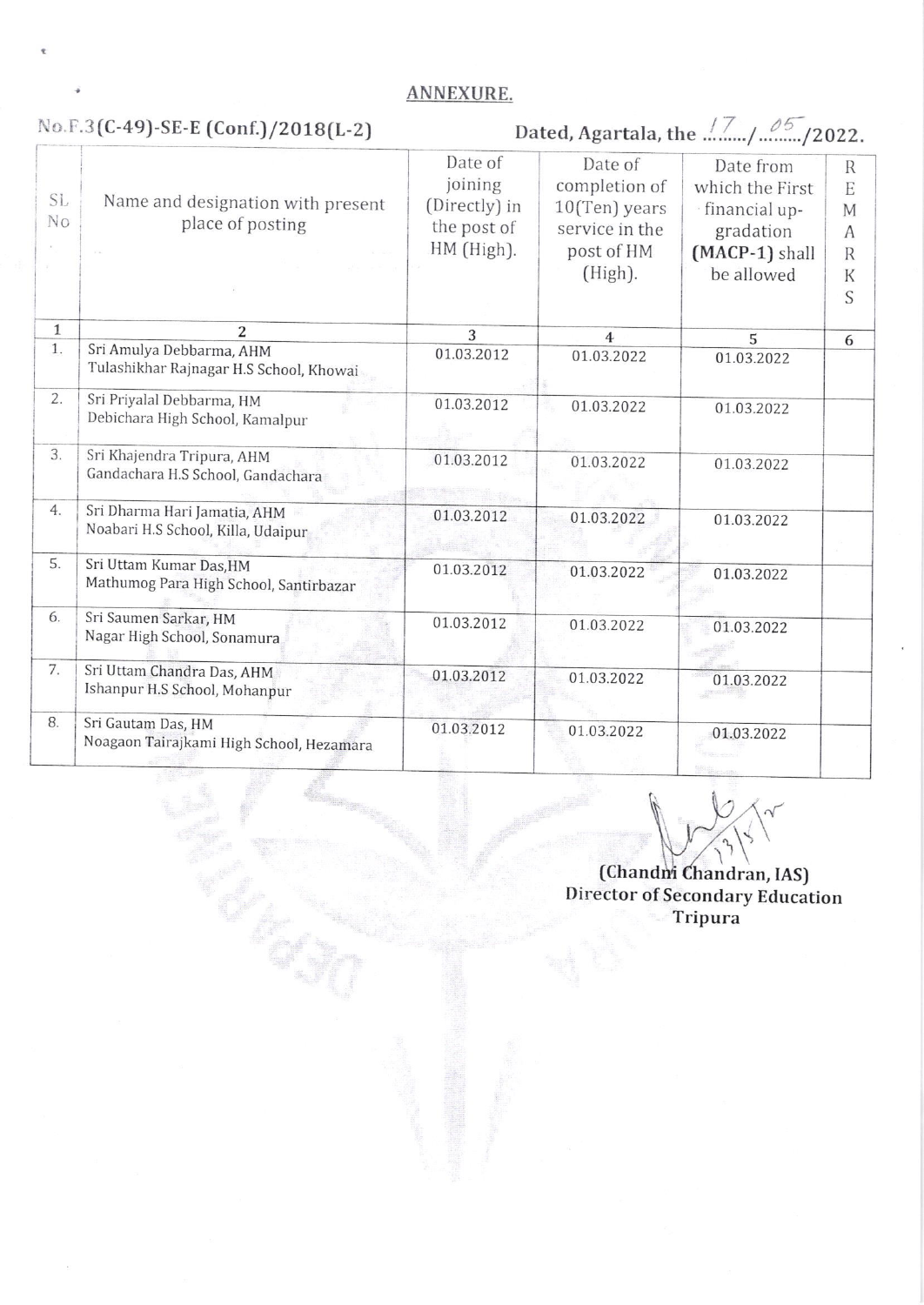## ANNEXURE.

No.F.3(C-49)-SE-E (Conf.)/2018(L-2)    Dated, Agartala, the 17/05/2022.

| SL No | Name and designation with present place of posting | Date of joining (Directly) in the post of HM (High). | Date of completion of 10(Ten) years service in the post of HM (High). | Date from which the First financial up-gradation (MACP-1) shall be allowed | REMARKS |
|---|---|---|---|---|---|
| 1 | 2 | 3 | 4 | 5 | 6 |
| 1. | Sri Amulya Debbarma, AHM<br>Tulashikhar Rajnagar H.S School, Khowai | 01.03.2012 | 01.03.2022 | 01.03.2022 | |
| 2. | Sri Priyalal Debbarma, HM<br>Debichara High School, Kamalpur | 01.03.2012 | 01.03.2022 | 01.03.2022 | |
| 3. | Sri Khajendra Tripura, AHM<br>Gandachara H.S School, Gandachara | 01.03.2012 | 01.03.2022 | 01.03.2022 | |
| 4. | Sri Dharma Hari Jamatia, AHM<br>Noabari H.S School, Killa, Udaipur | 01.03.2012 | 01.03.2022 | 01.03.2022 | |
| 5. | Sri Uttam Kumar Das,HM<br>Mathumog Para High School, Santirbazar | 01.03.2012 | 01.03.2022 | 01.03.2022 | |
| 6. | Sri Saumen Sarkar, HM<br>Nagar High School, Sonamura | 01.03.2012 | 01.03.2022 | 01.03.2022 | |
| 7. | Sri Uttam Chandra Das, AHM<br>Ishanpur H.S School, Mohanpur | 01.03.2012 | 01.03.2022 | 01.03.2022 | |
| 8. | Sri Gautam Das, HM<br>Noagaon Tairajkami High School, Hezamara | 01.03.2012 | 01.03.2022 | 01.03.2022 | |

13/5/22

(Chandni Chandran, IAS)
Director of Secondary Education
Tripura